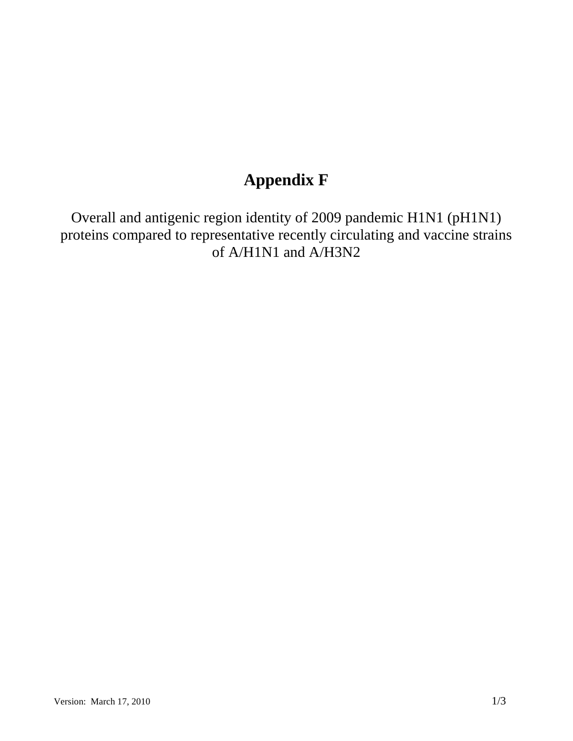# Appendix F

Overall and antigenic region identity of 2009 pandemic H1N1 (pH1N1) proteins compared to representative recently circulating and vaccine strains of A/H1N1 and A/H3N2

Version: March 17, 2010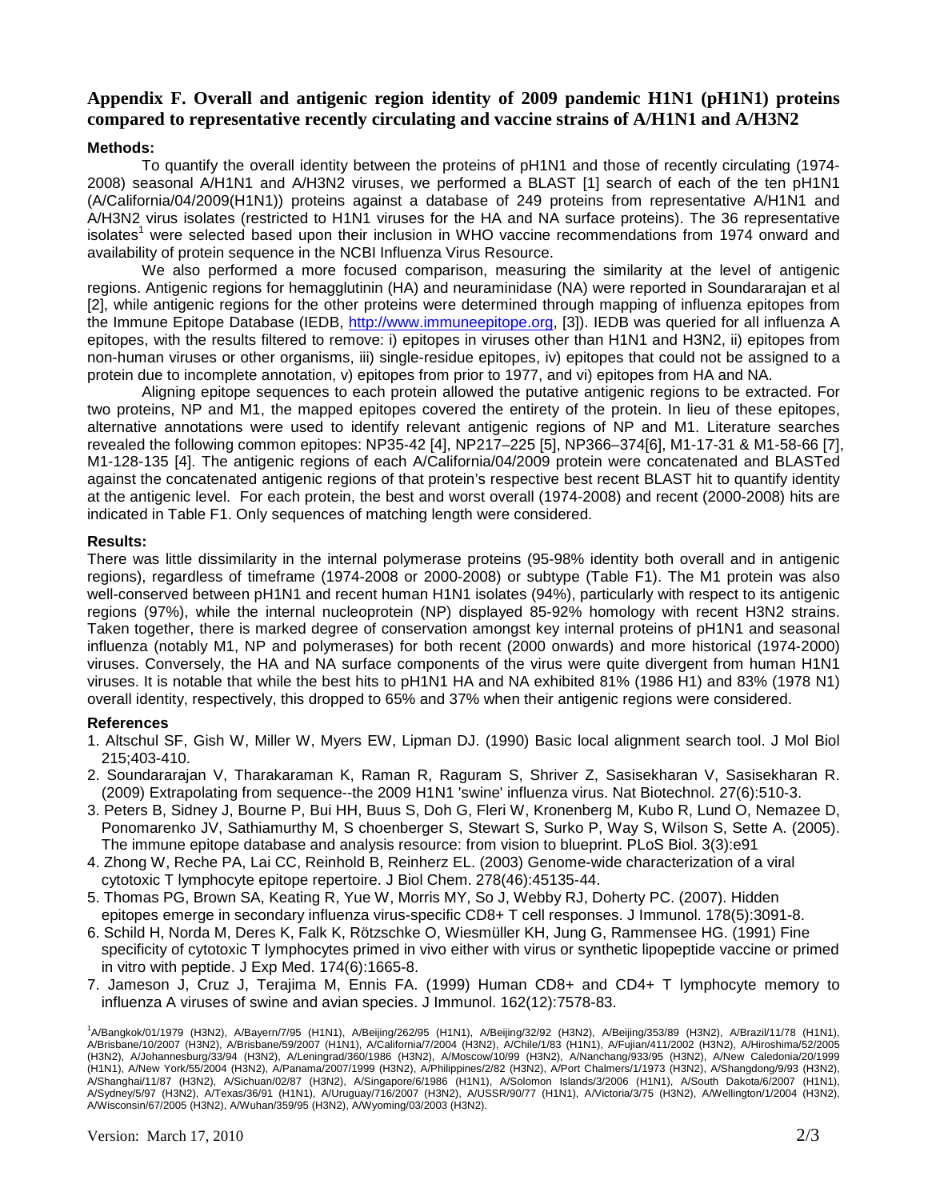## Appendix F. Overall and antigenic region identity of 2009 pandemic H1N1 (pH1N1) proteins compared to representative recently circulating and vaccine strains of A/H1N1 and A/H3N2

### Methods:

To quantify the overall identity between the proteins of pH1N1 and those of recently circulating (1974-2008) seasonal A/H1N1 and A/H3N2 viruses, we performed a BLAST [1] search of each of the ten pH1N1 (A/California/04/2009(H1N1)) proteins against a database of 249 proteins from representative A/H1N1 and A/H3N2 virus isolates (restricted to H1N1 viruses for the HA and NA surface proteins). The 36 representative isolates[1] were selected based upon their inclusion in WHO vaccine recommendations from 1974 onward and availability of protein sequence in the NCBI Influenza Virus Resource.

We also performed a more focused comparison, measuring the similarity at the level of antigenic regions. Antigenic regions for hemagglutinin (HA) and neuraminidase (NA) were reported in Soundararajan et al [2], while antigenic regions for the other proteins were determined through mapping of influenza epitopes from the Immune Epitope Database (IEDB, http://www.immuneepitope.org, [3]). IEDB was queried for all influenza A epitopes, with the results filtered to remove: i) epitopes in viruses other than H1N1 and H3N2, ii) epitopes from non-human viruses or other organisms, iii) single-residue epitopes, iv) epitopes that could not be assigned to a protein due to incomplete annotation, v) epitopes from prior to 1977, and vi) epitopes from HA and NA.

Aligning epitope sequences to each protein allowed the putative antigenic regions to be extracted. For two proteins, NP and M1, the mapped epitopes covered the entirety of the protein. In lieu of these epitopes, alternative annotations were used to identify relevant antigenic regions of NP and M1. Literature searches revealed the following common epitopes: NP35-42 [4], NP217–225 [5], NP366–374[6], M1-17-31 & M1-58-66 [7], M1-128-135 [4]. The antigenic regions of each A/California/04/2009 protein were concatenated and BLASTed against the concatenated antigenic regions of that protein's respective best recent BLAST hit to quantify identity at the antigenic level. For each protein, the best and worst overall (1974-2008) and recent (2000-2008) hits are indicated in Table F1. Only sequences of matching length were considered.

### Results:

There was little dissimilarity in the internal polymerase proteins (95-98% identity both overall and in antigenic regions), regardless of timeframe (1974-2008 or 2000-2008) or subtype (Table F1). The M1 protein was also well-conserved between pH1N1 and recent human H1N1 isolates (94%), particularly with respect to its antigenic regions (97%), while the internal nucleoprotein (NP) displayed 85-92% homology with recent H3N2 strains. Taken together, there is marked degree of conservation amongst key internal proteins of pH1N1 and seasonal influenza (notably M1, NP and polymerases) for both recent (2000 onwards) and more historical (1974-2000) viruses. Conversely, the HA and NA surface components of the virus were quite divergent from human H1N1 viruses. It is notable that while the best hits to pH1N1 HA and NA exhibited 81% (1986 H1) and 83% (1978 N1) overall identity, respectively, this dropped to 65% and 37% when their antigenic regions were considered.

### References

1. Altschul SF, Gish W, Miller W, Myers EW, Lipman DJ. (1990) Basic local alignment search tool. J Mol Biol 215;403-410.
2. Soundararajan V, Tharakaraman K, Raman R, Raguram S, Shriver Z, Sasisekharan V, Sasisekharan R. (2009) Extrapolating from sequence--the 2009 H1N1 'swine' influenza virus. Nat Biotechnol. 27(6):510-3.
3. Peters B, Sidney J, Bourne P, Bui HH, Buus S, Doh G, Fleri W, Kronenberg M, Kubo R, Lund O, Nemazee D, Ponomarenko JV, Sathiamurthy M, S choenberger S, Stewart S, Surko P, Way S, Wilson S, Sette A. (2005). The immune epitope database and analysis resource: from vision to blueprint. PLoS Biol. 3(3):e91
4. Zhong W, Reche PA, Lai CC, Reinhold B, Reinherz EL. (2003) Genome-wide characterization of a viral cytotoxic T lymphocyte epitope repertoire. J Biol Chem. 278(46):45135-44.
5. Thomas PG, Brown SA, Keating R, Yue W, Morris MY, So J, Webby RJ, Doherty PC. (2007). Hidden epitopes emerge in secondary influenza virus-specific CD8+ T cell responses. J Immunol. 178(5):3091-8.
6. Schild H, Norda M, Deres K, Falk K, Rötzschke O, Wiesmüller KH, Jung G, Rammensee HG. (1991) Fine specificity of cytotoxic T lymphocytes primed in vivo either with virus or synthetic lipopeptide vaccine or primed in vitro with peptide. J Exp Med. 174(6):1665-8.
7. Jameson J, Cruz J, Terajima M, Ennis FA. (1999) Human CD8+ and CD4+ T lymphocyte memory to influenza A viruses of swine and avian species. J Immunol. 162(12):7578-83.

[1] A/Bangkok/01/1979 (H3N2), A/Bayern/7/95 (H1N1), A/Beijing/262/95 (H1N1), A/Beijing/32/92 (H3N2), A/Beijing/353/89 (H3N2), A/Brazil/11/78 (H1N1), A/Brisbane/10/2007 (H3N2), A/Brisbane/59/2007 (H1N1), A/California/7/2004 (H3N2), A/Chile/1/83 (H1N1), A/Fujian/411/2002 (H3N2), A/Hiroshima/52/2005 (H3N2), A/Johannesburg/33/94 (H3N2), A/Leningrad/360/1986 (H3N2), A/Moscow/10/99 (H3N2), A/Nanchang/933/95 (H3N2), A/New Caledonia/20/1999 (H1N1), A/New York/55/2004 (H3N2), A/Panama/2007/1999 (H3N2), A/Philippines/2/82 (H3N2), A/Port Chalmers/1/1973 (H3N2), A/Shangdong/9/93 (H3N2), A/Shanghai/11/87 (H3N2), A/Sichuan/02/87 (H3N2), A/Singapore/6/1986 (H1N1), A/Solomon Islands/3/2006 (H1N1), A/South Dakota/6/2007 (H1N1), A/Sydney/5/97 (H3N2), A/Texas/36/91 (H1N1), A/Uruguay/716/2007 (H3N2), A/USSR/90/77 (H1N1), A/Victoria/3/75 (H3N2), A/Wellington/1/2004 (H3N2), A/Wisconsin/67/2005 (H3N2), A/Wuhan/359/95 (H3N2), A/Wyoming/03/2003 (H3N2).

Version: March 17, 2010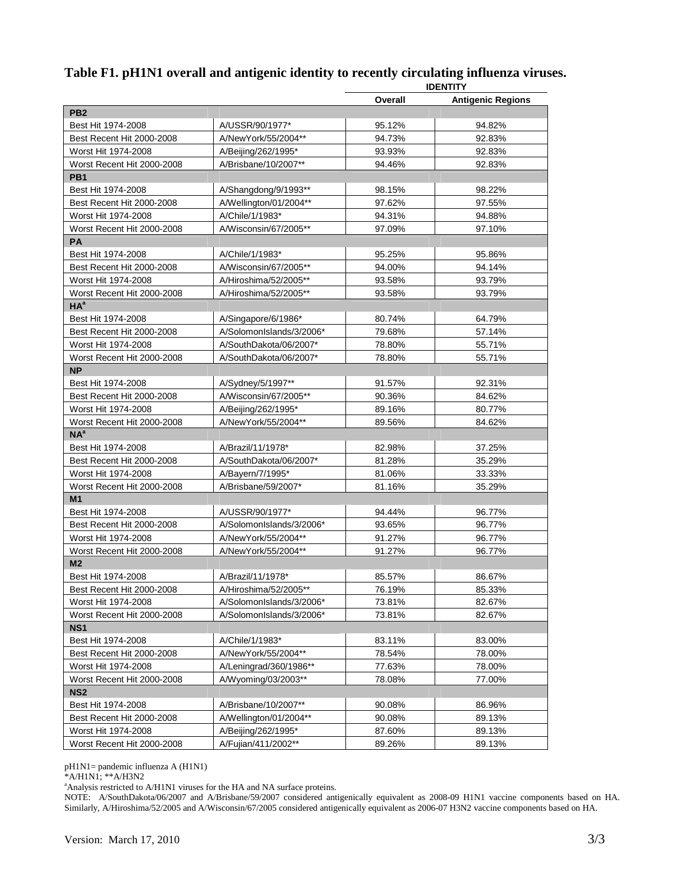**Table F1. pH1N1 overall and antigenic identity to recently circulating influenza viruses.**

| | | IDENTITY | |
|---|---|---|---|
| | | Overall | Antigenic Regions |
| **PB2** | | | |
| Best Hit 1974-2008 | A/USSR/90/1977* | 95.12% | 94.82% |
| Best Recent Hit 2000-2008 | A/NewYork/55/2004** | 94.73% | 92.83% |
| Worst Hit 1974-2008 | A/Beijing/262/1995* | 93.93% | 92.83% |
| Worst Recent Hit 2000-2008 | A/Brisbane/10/2007** | 94.46% | 92.83% |
| **PB1** | | | |
| Best Hit 1974-2008 | A/Shangdong/9/1993** | 98.15% | 98.22% |
| Best Recent Hit 2000-2008 | A/Wellington/01/2004** | 97.62% | 97.55% |
| Worst Hit 1974-2008 | A/Chile/1/1983* | 94.31% | 94.88% |
| Worst Recent Hit 2000-2008 | A/Wisconsin/67/2005** | 97.09% | 97.10% |
| **PA** | | | |
| Best Hit 1974-2008 | A/Chile/1/1983* | 95.25% | 95.86% |
| Best Recent Hit 2000-2008 | A/Wisconsin/67/2005** | 94.00% | 94.14% |
| Worst Hit 1974-2008 | A/Hiroshima/52/2005** | 93.58% | 93.79% |
| Worst Recent Hit 2000-2008 | A/Hiroshima/52/2005** | 93.58% | 93.79% |
| **HA**[a] | | | |
| Best Hit 1974-2008 | A/Singapore/6/1986* | 80.74% | 64.79% |
| Best Recent Hit 2000-2008 | A/SolomonIslands/3/2006* | 79.68% | 57.14% |
| Worst Hit 1974-2008 | A/SouthDakota/06/2007* | 78.80% | 55.71% |
| Worst Recent Hit 2000-2008 | A/SouthDakota/06/2007* | 78.80% | 55.71% |
| **NP** | | | |
| Best Hit 1974-2008 | A/Sydney/5/1997** | 91.57% | 92.31% |
| Best Recent Hit 2000-2008 | A/Wisconsin/67/2005** | 90.36% | 84.62% |
| Worst Hit 1974-2008 | A/Beijing/262/1995* | 89.16% | 80.77% |
| Worst Recent Hit 2000-2008 | A/NewYork/55/2004** | 89.56% | 84.62% |
| **NA**[a] | | | |
| Best Hit 1974-2008 | A/Brazil/11/1978* | 82.98% | 37.25% |
| Best Recent Hit 2000-2008 | A/SouthDakota/06/2007* | 81.28% | 35.29% |
| Worst Hit 1974-2008 | A/Bayern/7/1995* | 81.06% | 33.33% |
| Worst Recent Hit 2000-2008 | A/Brisbane/59/2007* | 81.16% | 35.29% |
| **M1** | | | |
| Best Hit 1974-2008 | A/USSR/90/1977* | 94.44% | 96.77% |
| Best Recent Hit 2000-2008 | A/SolomonIslands/3/2006* | 93.65% | 96.77% |
| Worst Hit 1974-2008 | A/NewYork/55/2004** | 91.27% | 96.77% |
| Worst Recent Hit 2000-2008 | A/NewYork/55/2004** | 91.27% | 96.77% |
| **M2** | | | |
| Best Hit 1974-2008 | A/Brazil/11/1978* | 85.57% | 86.67% |
| Best Recent Hit 2000-2008 | A/Hiroshima/52/2005** | 76.19% | 85.33% |
| Worst Hit 1974-2008 | A/SolomonIslands/3/2006* | 73.81% | 82.67% |
| Worst Recent Hit 2000-2008 | A/SolomonIslands/3/2006* | 73.81% | 82.67% |
| **NS1** | | | |
| Best Hit 1974-2008 | A/Chile/1/1983* | 83.11% | 83.00% |
| Best Recent Hit 2000-2008 | A/NewYork/55/2004** | 78.54% | 78.00% |
| Worst Hit 1974-2008 | A/Leningrad/360/1986** | 77.63% | 78.00% |
| Worst Recent Hit 2000-2008 | A/Wyoming/03/2003** | 78.08% | 77.00% |
| **NS2** | | | |
| Best Hit 1974-2008 | A/Brisbane/10/2007** | 90.08% | 86.96% |
| Best Recent Hit 2000-2008 | A/Wellington/01/2004** | 90.08% | 89.13% |
| Worst Hit 1974-2008 | A/Beijing/262/1995* | 87.60% | 89.13% |
| Worst Recent Hit 2000-2008 | A/Fujian/411/2002** | 89.26% | 89.13% |

pH1N1= pandemic influenza A (H1N1)

*A/H1N1; **A/H3N2

[a]Analysis restricted to A/H1N1 viruses for the HA and NA surface proteins.

NOTE: A/SouthDakota/06/2007 and A/Brisbane/59/2007 considered antigenically equivalent as 2008-09 H1N1 vaccine components based on HA. Similarly, A/Hiroshima/52/2005 and A/Wisconsin/67/2005 considered antigenically equivalent as 2006-07 H3N2 vaccine components based on HA.

Version: March 17, 2010